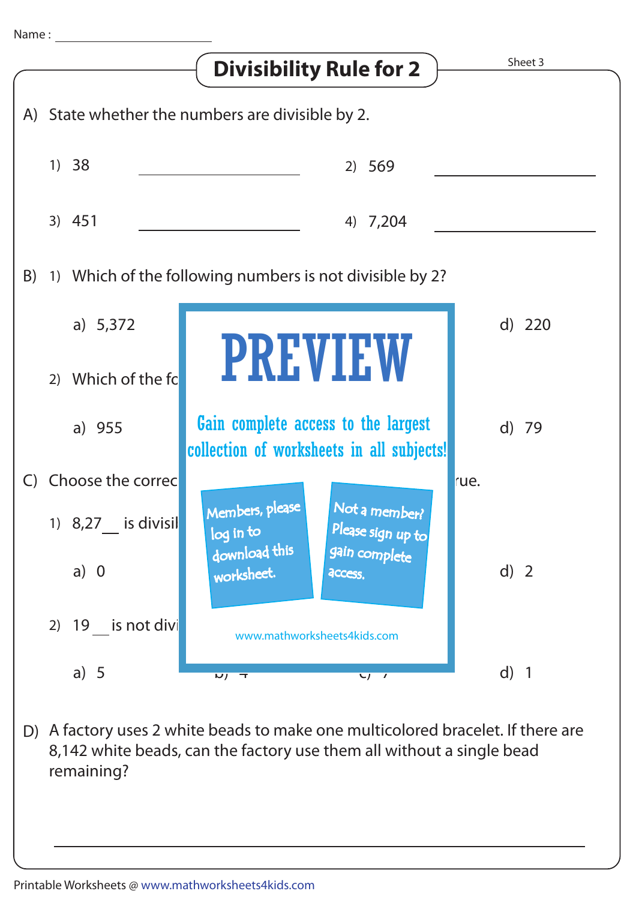Name : ____________________

# Divisibility Rule for 2

Sheet 3

A) State whether the numbers are divisible by 2.

1) 38 ____________________  2) 569 ____________________

3) 451 ____________________  4) 7,204 ____________________

B) 1) Which of the following numbers is not divisible by 2?

a) 5,372  d) 220

2) Which of the fc

a) 955  d) 79

C) Choose the correc rue.

1) 8,27__ is divisil

a) 0  d) 2

2) 19__ is not divi

a) 5  b) 4  c) 7  d) 1

PREVIEW

Gain complete access to the largest collection of worksheets in all subjects!

Members, please log in to download this worksheet.

Not a member? Please sign up to gain complete access.

www.mathworksheets4kids.com

D) A factory uses 2 white beads to make one multicolored bracelet. If there are 8,142 white beads, can the factory use them all without a single bead remaining?

____________________________________________

Printable Worksheets @ www.mathworksheets4kids.com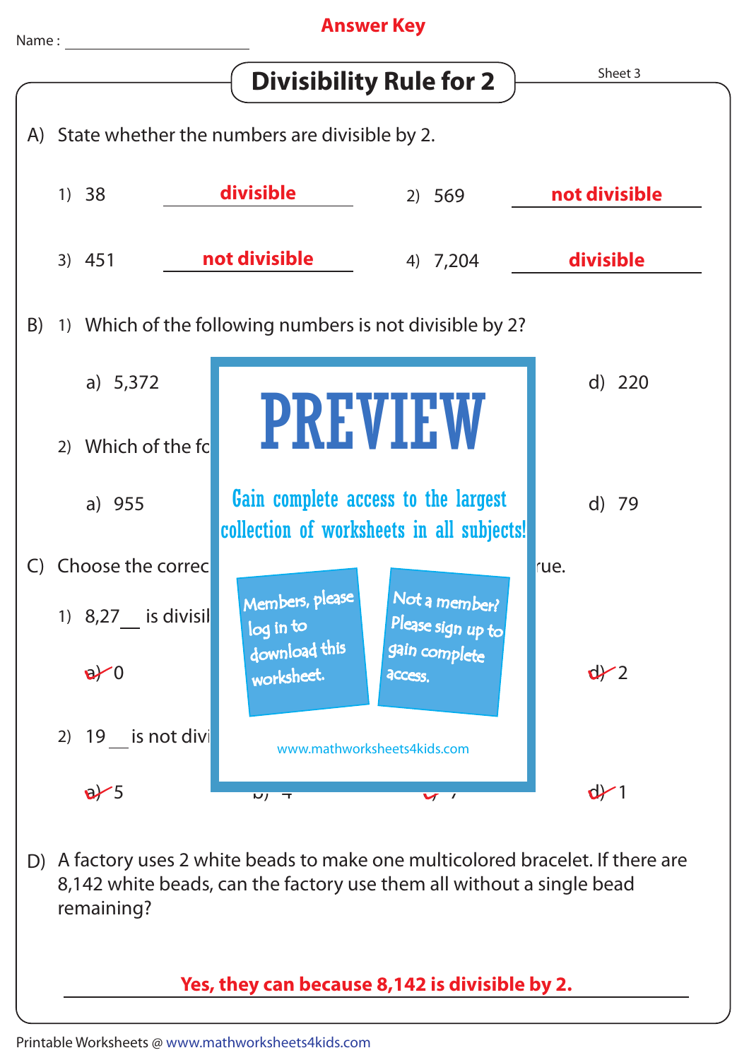**Answer Key**

Name : ____________________

# Divisibility Rule for 2

Sheet 3

A) State whether the numbers are divisible by 2.

1) 38 **divisible**

2) 569 **not divisible**

3) 451 **not divisible**

4) 7,204 **divisible**

B) 1) Which of the following numbers is not divisible by 2?

a) 5,372

d) 220

2) Which of the fo

a) 955

d) 79

C) Choose the correc

rue.

1) 8,27__ is divisil

a) 0

d) 2

2) 19__ is not divi

a) 5

d) 1

PREVIEW

Gain complete access to the largest collection of worksheets in all subjects!

Members, please log in to download this worksheet.

Not a member? Please sign up to gain complete access.

www.mathworksheets4kids.com

D) A factory uses 2 white beads to make one multicolored bracelet. If there are 8,142 white beads, can the factory use them all without a single bead remaining?

**Yes, they can because 8,142 is divisible by 2.**

Printable Worksheets @ www.mathworksheets4kids.com